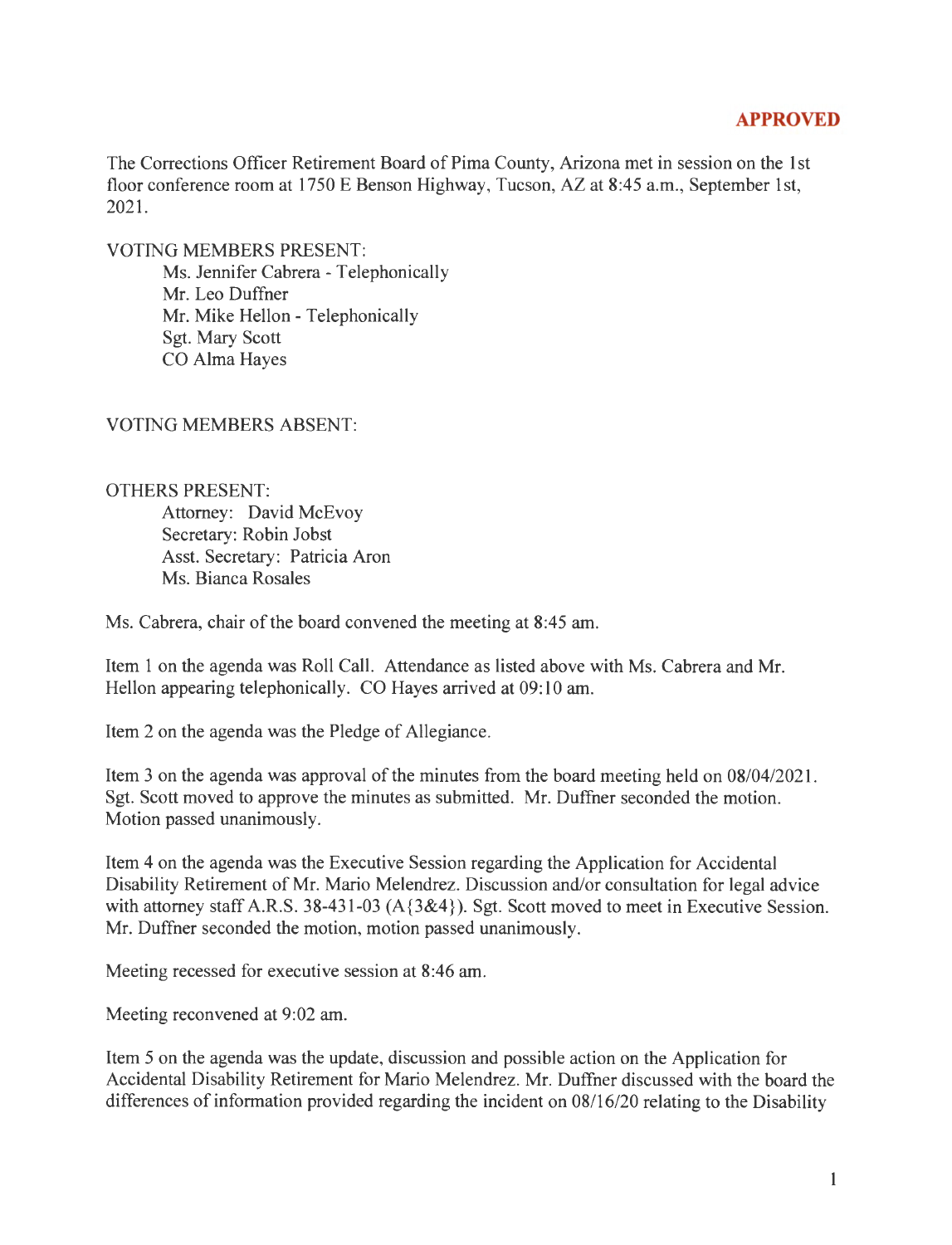**APPROVED**

The Corrections Officer Retirement Board of Pima County, Arizona met in session on the 1st floor conference room at 1750 E Benson Highway, Tucson, AZ at 8:45 a.m., September 1st, 2021.

VOTING MEMBERS PRESENT:

- Ms. Jennifer Cabrera - Telephonically
- Mr. Leo Duffner
- Mr. Mike Hellon - Telephonically
- Sgt. Mary Scott
- CO Alma Hayes

VOTING MEMBERS ABSENT:

OTHERS PRESENT:

- Attorney: David McEvoy
- Secretary: Robin Jobst
- Asst. Secretary: Patricia Aron
- Ms. Bianca Rosales

Ms. Cabrera, chair of the board convened the meeting at 8:45 am.

Item 1 on the agenda was Roll Call. Attendance as listed above with Ms. Cabrera and Mr. Hellon appearing telephonically. CO Hayes arrived at 09:10 am.

Item 2 on the agenda was the Pledge of Allegiance.

Item 3 on the agenda was approval of the minutes from the board meeting held on 08/04/2021. Sgt. Scott moved to approve the minutes as submitted. Mr. Duffner seconded the motion. Motion passed unanimously.

Item 4 on the agenda was the Executive Session regarding the Application for Accidental Disability Retirement of Mr. Mario Melendrez. Discussion and/or consultation for legal advice with attorney staff A.R.S. 38-431-03 (A{3&4}). Sgt. Scott moved to meet in Executive Session. Mr. Duffner seconded the motion, motion passed unanimously.

Meeting recessed for executive session at 8:46 am.

Meeting reconvened at 9:02 am.

Item 5 on the agenda was the update, discussion and possible action on the Application for Accidental Disability Retirement for Mario Melendrez. Mr. Duffner discussed with the board the differences of information provided regarding the incident on 08/16/20 relating to the Disability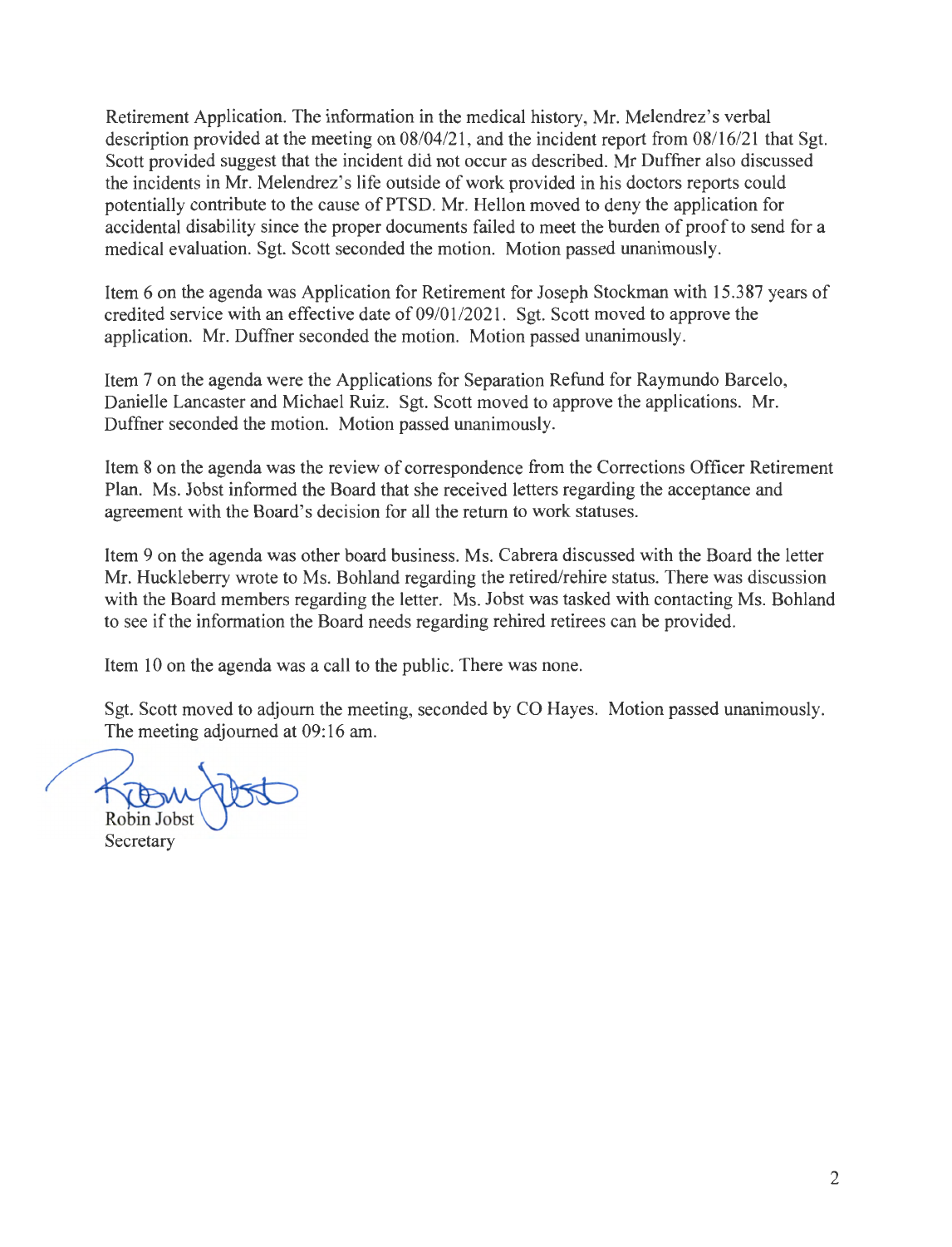Retirement Application. The information in the medical history, Mr. Melendrez's verbal description provided at the meeting on 08/04/21, and the incident report from 08/16/21 that Sgt. Scott provided suggest that the incident did not occur as described. Mr Duffner also discussed the incidents in Mr. Melendrez's life outside of work provided in his doctors reports could potentially contribute to the cause of PTSD. Mr. Hellon moved to deny the application for accidental disability since the proper documents failed to meet the burden of proof to send for a medical evaluation. Sgt. Scott seconded the motion. Motion passed unanimously.

Item 6 on the agenda was Application for Retirement for Joseph Stockman with 15.387 years of credited service with an effective date of 09/01/2021. Sgt. Scott moved to approve the application. Mr. Duffner seconded the motion. Motion passed unanimously.

Item 7 on the agenda were the Applications for Separation Refund for Raymundo Barcelo, Danielle Lancaster and Michael Ruiz. Sgt. Scott moved to approve the applications. Mr. Duffner seconded the motion. Motion passed unanimously.

Item 8 on the agenda was the review of correspondence from the Corrections Officer Retirement Plan. Ms. Jobst informed the Board that she received letters regarding the acceptance and agreement with the Board's decision for all the return to work statuses.

Item 9 on the agenda was other board business. Ms. Cabrera discussed with the Board the letter Mr. Huckleberry wrote to Ms. Bohland regarding the retired/rehire status. There was discussion with the Board members regarding the letter. Ms. Jobst was tasked with contacting Ms. Bohland to see if the information the Board needs regarding rehired retirees can be provided.

Item 10 on the agenda was a call to the public. There was none.

Sgt. Scott moved to adjourn the meeting, seconded by CO Hayes. Motion passed unanimously. The meeting adjourned at 09:16 am.

Robin Jobst
Secretary